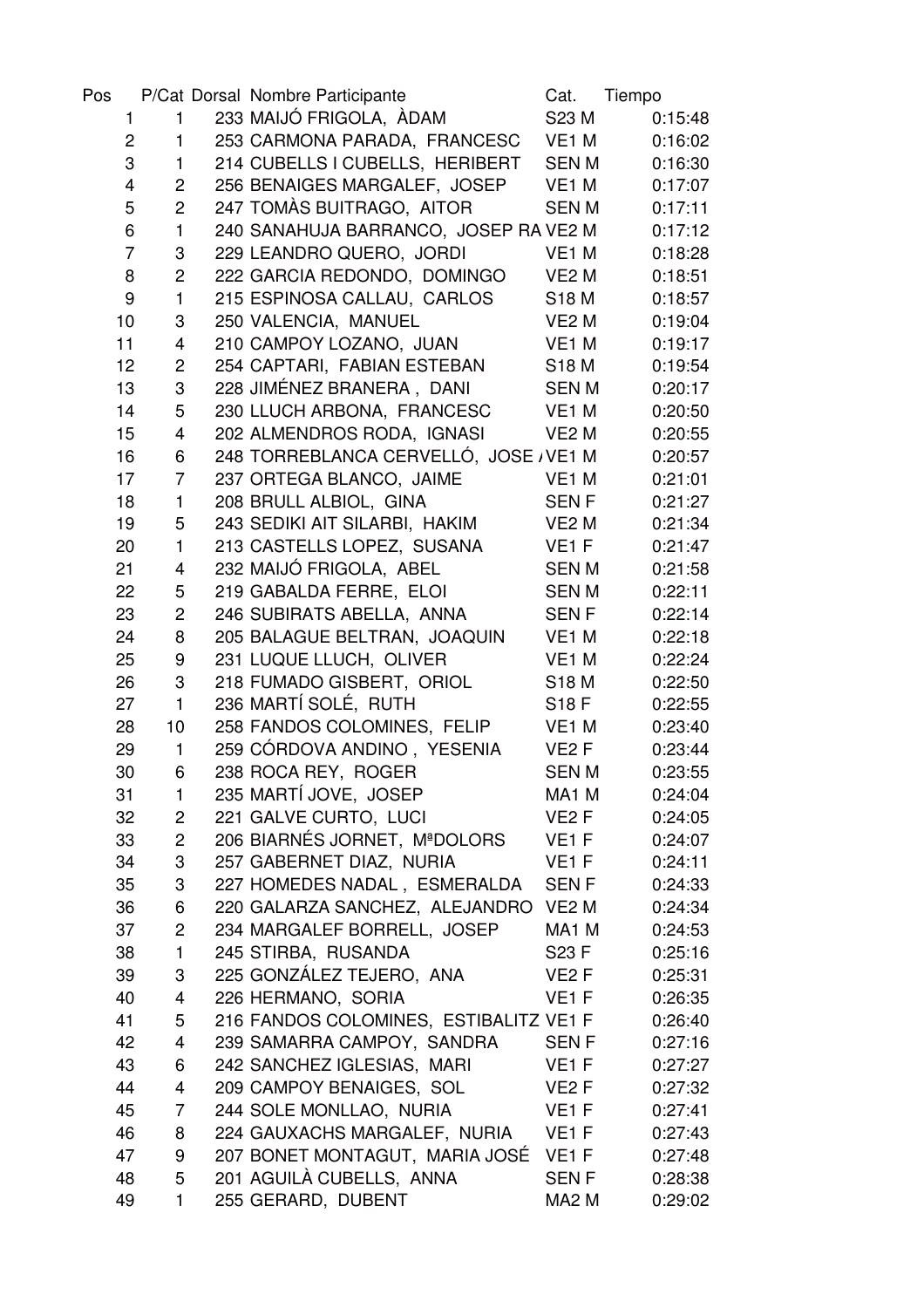| Pos | P/Cat | Dorsal | Nombre Participante | Cat. | Tiempo |
|---|---|---|---|---|---|
| 1 | 1 | 233 | MAIJÓ FRIGOLA, ÀDAM | S23 M | 0:15:48 |
| 2 | 1 | 253 | CARMONA PARADA, FRANCESC | VE1 M | 0:16:02 |
| 3 | 1 | 214 | CUBELLS I CUBELLS, HERIBERT | SEN M | 0:16:30 |
| 4 | 2 | 256 | BENAIGES MARGALEF, JOSEP | VE1 M | 0:17:07 |
| 5 | 2 | 247 | TOMÀS BUITRAGO, AITOR | SEN M | 0:17:11 |
| 6 | 1 | 240 | SANAHUJA BARRANCO, JOSEP RA | VE2 M | 0:17:12 |
| 7 | 3 | 229 | LEANDRO QUERO, JORDI | VE1 M | 0:18:28 |
| 8 | 2 | 222 | GARCIA REDONDO, DOMINGO | VE2 M | 0:18:51 |
| 9 | 1 | 215 | ESPINOSA CALLAU, CARLOS | S18 M | 0:18:57 |
| 10 | 3 | 250 | VALENCIA, MANUEL | VE2 M | 0:19:04 |
| 11 | 4 | 210 | CAMPOY LOZANO, JUAN | VE1 M | 0:19:17 |
| 12 | 2 | 254 | CAPTARI, FABIAN ESTEBAN | S18 M | 0:19:54 |
| 13 | 3 | 228 | JIMÉNEZ BRANERA , DANI | SEN M | 0:20:17 |
| 14 | 5 | 230 | LLUCH ARBONA, FRANCESC | VE1 M | 0:20:50 |
| 15 | 4 | 202 | ALMENDROS RODA, IGNASI | VE2 M | 0:20:55 |
| 16 | 6 | 248 | TORREBLANCA CERVELLÓ, JOSE / | VE1 M | 0:20:57 |
| 17 | 7 | 237 | ORTEGA BLANCO, JAIME | VE1 M | 0:21:01 |
| 18 | 1 | 208 | BRULL ALBIOL, GINA | SEN F | 0:21:27 |
| 19 | 5 | 243 | SEDIKI AIT SILARBI, HAKIM | VE2 M | 0:21:34 |
| 20 | 1 | 213 | CASTELLS LOPEZ, SUSANA | VE1 F | 0:21:47 |
| 21 | 4 | 232 | MAIJÓ FRIGOLA, ABEL | SEN M | 0:21:58 |
| 22 | 5 | 219 | GABALDA FERRE, ELOI | SEN M | 0:22:11 |
| 23 | 2 | 246 | SUBIRATS ABELLA, ANNA | SEN F | 0:22:14 |
| 24 | 8 | 205 | BALAGUE BELTRAN, JOAQUIN | VE1 M | 0:22:18 |
| 25 | 9 | 231 | LUQUE LLUCH, OLIVER | VE1 M | 0:22:24 |
| 26 | 3 | 218 | FUMADO GISBERT, ORIOL | S18 M | 0:22:50 |
| 27 | 1 | 236 | MARTÍ SOLÉ, RUTH | S18 F | 0:22:55 |
| 28 | 10 | 258 | FANDOS COLOMINES, FELIP | VE1 M | 0:23:40 |
| 29 | 1 | 259 | CÓRDOVA ANDINO , YESENIA | VE2 F | 0:23:44 |
| 30 | 6 | 238 | ROCA REY, ROGER | SEN M | 0:23:55 |
| 31 | 1 | 235 | MARTÍ JOVE, JOSEP | MA1 M | 0:24:04 |
| 32 | 2 | 221 | GALVE CURTO, LUCI | VE2 F | 0:24:05 |
| 33 | 2 | 206 | BIARNÉS JORNET, MªDOLORS | VE1 F | 0:24:07 |
| 34 | 3 | 257 | GABERNET DIAZ, NURIA | VE1 F | 0:24:11 |
| 35 | 3 | 227 | HOMEDES NADAL , ESMERALDA | SEN F | 0:24:33 |
| 36 | 6 | 220 | GALARZA SANCHEZ, ALEJANDRO | VE2 M | 0:24:34 |
| 37 | 2 | 234 | MARGALEF BORRELL, JOSEP | MA1 M | 0:24:53 |
| 38 | 1 | 245 | STIRBA, RUSANDA | S23 F | 0:25:16 |
| 39 | 3 | 225 | GONZÁLEZ TEJERO, ANA | VE2 F | 0:25:31 |
| 40 | 4 | 226 | HERMANO, SORIA | VE1 F | 0:26:35 |
| 41 | 5 | 216 | FANDOS COLOMINES, ESTIBALITZ | VE1 F | 0:26:40 |
| 42 | 4 | 239 | SAMARRA CAMPOY, SANDRA | SEN F | 0:27:16 |
| 43 | 6 | 242 | SANCHEZ IGLESIAS, MARI | VE1 F | 0:27:27 |
| 44 | 4 | 209 | CAMPOY BENAIGES, SOL | VE2 F | 0:27:32 |
| 45 | 7 | 244 | SOLE MONLLAO, NURIA | VE1 F | 0:27:41 |
| 46 | 8 | 224 | GAUXACHS MARGALEF, NURIA | VE1 F | 0:27:43 |
| 47 | 9 | 207 | BONET MONTAGUT, MARIA JOSÉ | VE1 F | 0:27:48 |
| 48 | 5 | 201 | AGUILÀ CUBELLS, ANNA | SEN F | 0:28:38 |
| 49 | 1 | 255 | GERARD, DUBENT | MA2 M | 0:29:02 |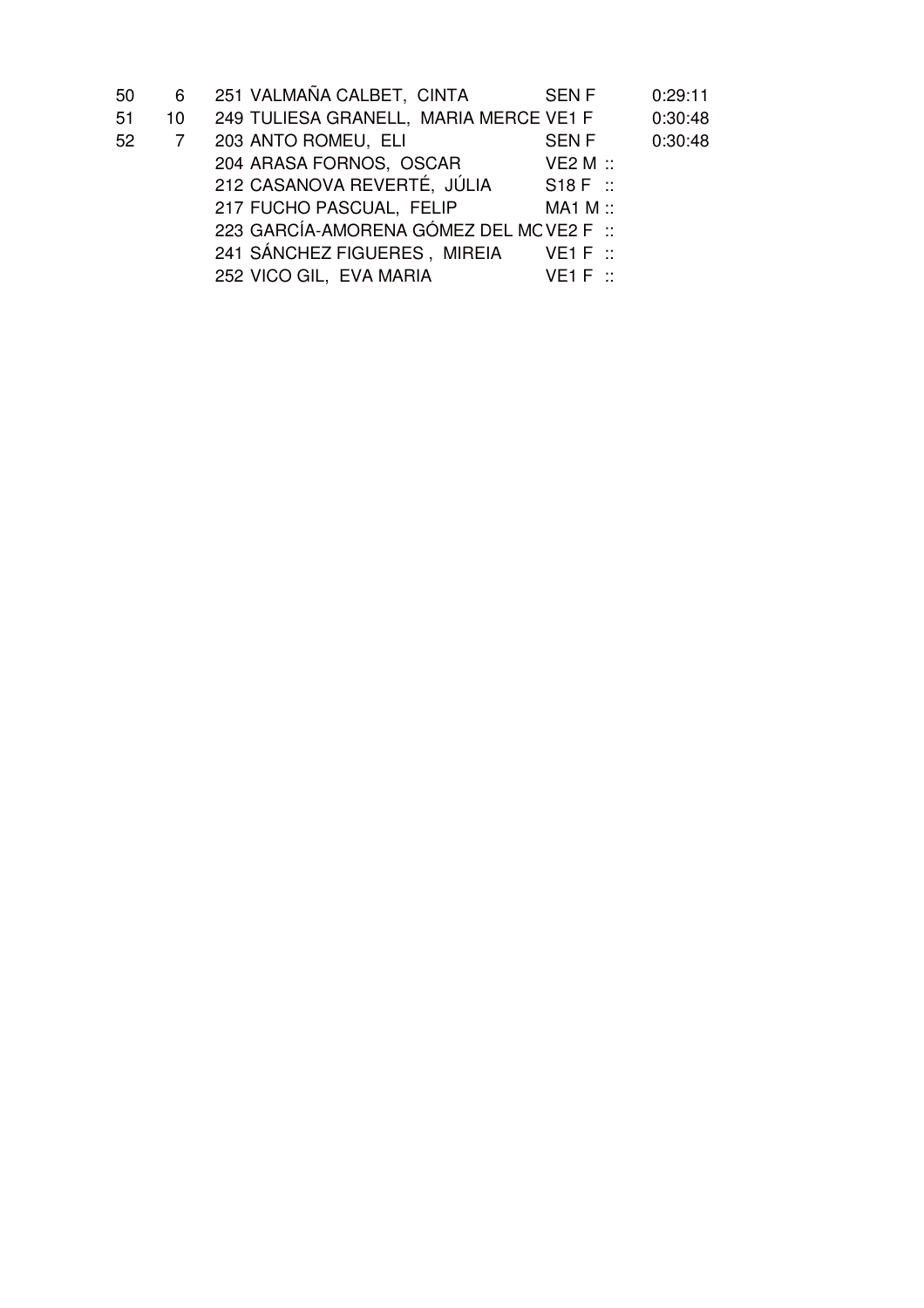| | | | | | |
|---|---|---|---|---|---|
| 50 | 6 | 251 VALMAÑA CALBET, CINTA | SEN F | | 0:29:11 |
| 51 | 10 | 249 TULIESA GRANELL, MARIA MERCE | VE1 F | | 0:30:48 |
| 52 | 7 | 203 ANTO ROMEU, ELI | SEN F | | 0:30:48 |
| | | 204 ARASA FORNOS, OSCAR | VE2 M | :: | |
| | | 212 CASANOVA REVERTÉ, JÚLIA | S18 F | :: | |
| | | 217 FUCHO PASCUAL, FELIP | MA1 M | :: | |
| | | 223 GARCÍA-AMORENA GÓMEZ DEL MC | VE2 F | :: | |
| | | 241 SÁNCHEZ FIGUERES , MIREIA | VE1 F | :: | |
| | | 252 VICO GIL, EVA MARIA | VE1 F | :: | |